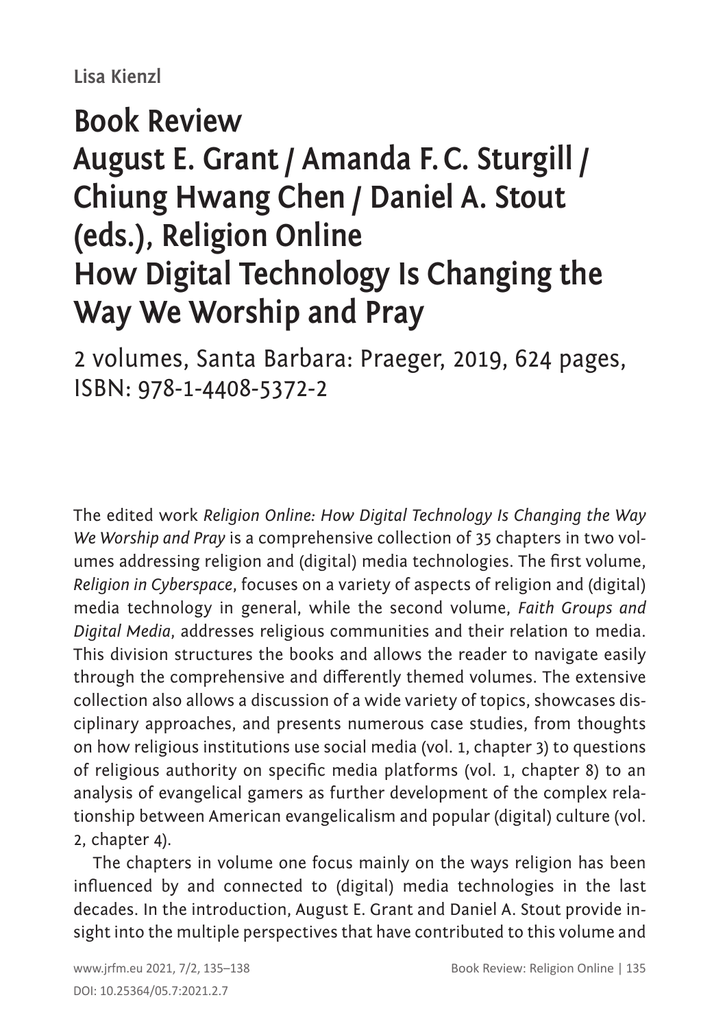Lisa Kienzl

# Book Review August E. Grant / Amanda F.C. Sturgill / Chiung Hwang Chen / Daniel A. Stout (eds.), Religion Online How Digital Technology Is Changing the Way We Worship and Pray

2 volumes, Santa Barbara: Praeger, 2019, 624 pages, ISBN: 978-1-4408-5372-2

The edited work *Religion Online: How Digital Technology Is Changing the Way We Worship and Pray* is a comprehensive collection of 35 chapters in two volumes addressing religion and (digital) media technologies. The first volume, *Religion in Cyberspace*, focuses on a variety of aspects of religion and (digital) media technology in general, while the second volume, *Faith Groups and Digital Media*, addresses religious communities and their relation to media. This division structures the books and allows the reader to navigate easily through the comprehensive and differently themed volumes. The extensive collection also allows a discussion of a wide variety of topics, showcases disciplinary approaches, and presents numerous case studies, from thoughts on how religious institutions use social media (vol. 1, chapter 3) to questions of religious authority on specific media platforms (vol. 1, chapter 8) to an analysis of evangelical gamers as further development of the complex relationship between American evangelicalism and popular (digital) culture (vol. 2, chapter 4).

The chapters in volume one focus mainly on the ways religion has been influenced by and connected to (digital) media technologies in the last decades. In the introduction, August E. Grant and Daniel A. Stout provide insight into the multiple perspectives that have contributed to this volume and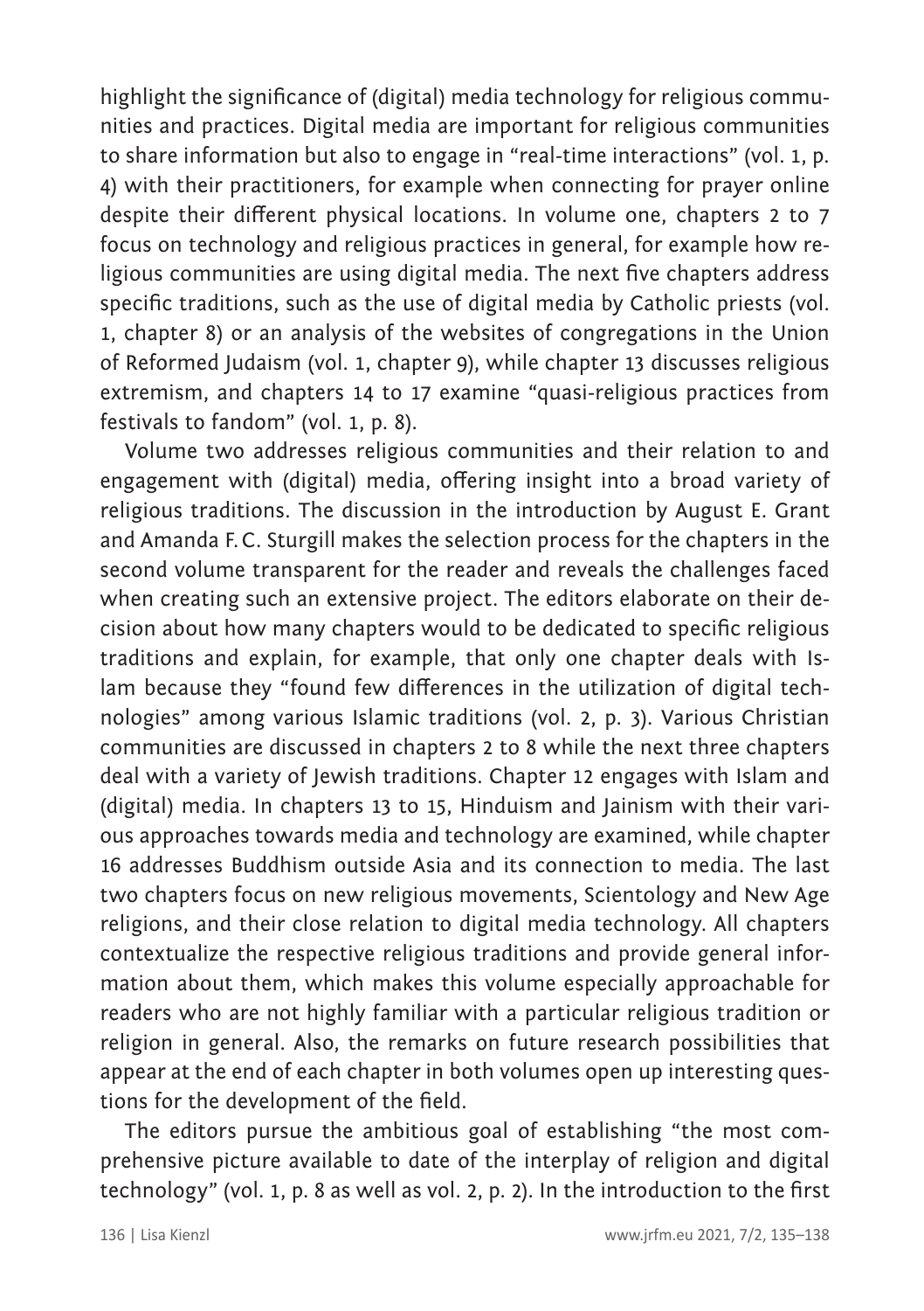highlight the significance of (digital) media technology for religious communities and practices. Digital media are important for religious communities to share information but also to engage in "real-time interactions" (vol. 1, p. 4) with their practitioners, for example when connecting for prayer online despite their different physical locations. In volume one, chapters 2 to 7 focus on technology and religious practices in general, for example how religious communities are using digital media. The next five chapters address specific traditions, such as the use of digital media by Catholic priests (vol. 1, chapter 8) or an analysis of the websites of congregations in the Union of Reformed Judaism (vol. 1, chapter 9), while chapter 13 discusses religious extremism, and chapters 14 to 17 examine "quasi-religious practices from festivals to fandom" (vol. 1, p. 8).

Volume two addresses religious communities and their relation to and engagement with (digital) media, offering insight into a broad variety of religious traditions. The discussion in the introduction by August E. Grant and Amanda F.C. Sturgill makes the selection process for the chapters in the second volume transparent for the reader and reveals the challenges faced when creating such an extensive project. The editors elaborate on their decision about how many chapters would to be dedicated to specific religious traditions and explain, for example, that only one chapter deals with Islam because they "found few differences in the utilization of digital technologies" among various Islamic traditions (vol. 2, p. 3). Various Christian communities are discussed in chapters 2 to 8 while the next three chapters deal with a variety of Jewish traditions. Chapter 12 engages with Islam and (digital) media. In chapters 13 to 15, Hinduism and Jainism with their various approaches towards media and technology are examined, while chapter 16 addresses Buddhism outside Asia and its connection to media. The last two chapters focus on new religious movements, Scientology and New Age religions, and their close relation to digital media technology. All chapters contextualize the respective religious traditions and provide general information about them, which makes this volume especially approachable for readers who are not highly familiar with a particular religious tradition or religion in general. Also, the remarks on future research possibilities that appear at the end of each chapter in both volumes open up interesting questions for the development of the field.

The editors pursue the ambitious goal of establishing "the most comprehensive picture available to date of the interplay of religion and digital technology" (vol. 1, p. 8 as well as vol. 2, p. 2). In the introduction to the first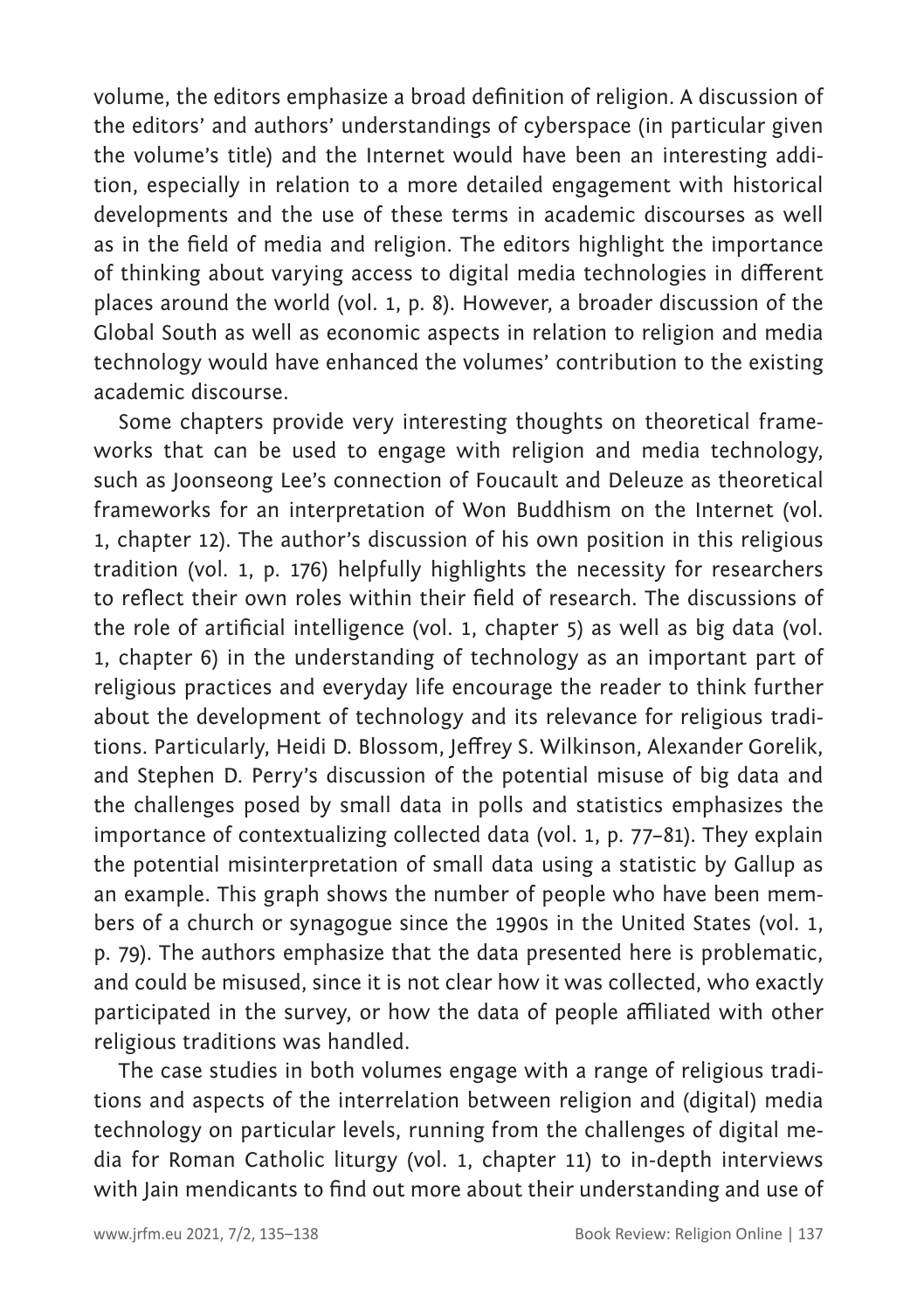volume, the editors emphasize a broad definition of religion. A discussion of the editors' and authors' understandings of cyberspace (in particular given the volume's title) and the Internet would have been an interesting addition, especially in relation to a more detailed engagement with historical developments and the use of these terms in academic discourses as well as in the field of media and religion. The editors highlight the importance of thinking about varying access to digital media technologies in different places around the world (vol. 1, p. 8). However, a broader discussion of the Global South as well as economic aspects in relation to religion and media technology would have enhanced the volumes' contribution to the existing academic discourse.

Some chapters provide very interesting thoughts on theoretical frameworks that can be used to engage with religion and media technology, such as Joonseong Lee's connection of Foucault and Deleuze as theoretical frameworks for an interpretation of Won Buddhism on the Internet (vol. 1, chapter 12). The author's discussion of his own position in this religious tradition (vol. 1, p. 176) helpfully highlights the necessity for researchers to reflect their own roles within their field of research. The discussions of the role of artificial intelligence (vol. 1, chapter 5) as well as big data (vol. 1, chapter 6) in the understanding of technology as an important part of religious practices and everyday life encourage the reader to think further about the development of technology and its relevance for religious traditions. Particularly, Heidi D. Blossom, Jeffrey S. Wilkinson, Alexander Gorelik, and Stephen D. Perry's discussion of the potential misuse of big data and the challenges posed by small data in polls and statistics emphasizes the importance of contextualizing collected data (vol. 1, p. 77–81). They explain the potential misinterpretation of small data using a statistic by Gallup as an example. This graph shows the number of people who have been members of a church or synagogue since the 1990s in the United States (vol. 1, p. 79). The authors emphasize that the data presented here is problematic, and could be misused, since it is not clear how it was collected, who exactly participated in the survey, or how the data of people affiliated with other religious traditions was handled.

The case studies in both volumes engage with a range of religious traditions and aspects of the interrelation between religion and (digital) media technology on particular levels, running from the challenges of digital media for Roman Catholic liturgy (vol. 1, chapter 11) to in-depth interviews with Jain mendicants to find out more about their understanding and use of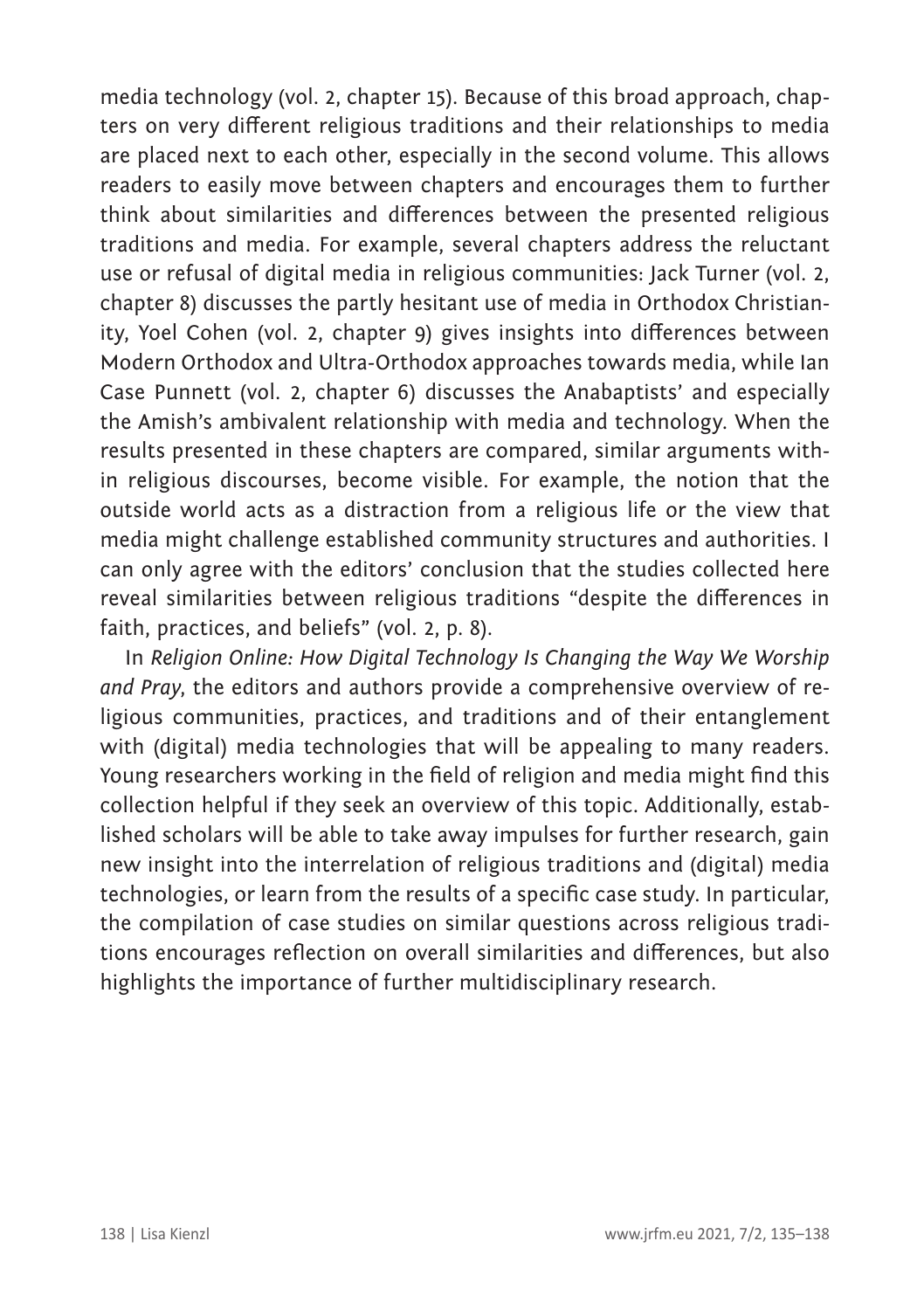media technology (vol. 2, chapter 15). Because of this broad approach, chapters on very different religious traditions and their relationships to media are placed next to each other, especially in the second volume. This allows readers to easily move between chapters and encourages them to further think about similarities and differences between the presented religious traditions and media. For example, several chapters address the reluctant use or refusal of digital media in religious communities: Jack Turner (vol. 2, chapter 8) discusses the partly hesitant use of media in Orthodox Christianity, Yoel Cohen (vol. 2, chapter 9) gives insights into differences between Modern Orthodox and Ultra-Orthodox approaches towards media, while Ian Case Punnett (vol. 2, chapter 6) discusses the Anabaptists' and especially the Amish's ambivalent relationship with media and technology. When the results presented in these chapters are compared, similar arguments within religious discourses, become visible. For example, the notion that the outside world acts as a distraction from a religious life or the view that media might challenge established community structures and authorities. I can only agree with the editors' conclusion that the studies collected here reveal similarities between religious traditions "despite the differences in faith, practices, and beliefs" (vol. 2, p. 8).

In *Religion Online: How Digital Technology Is Changing the Way We Worship and Pray*, the editors and authors provide a comprehensive overview of religious communities, practices, and traditions and of their entanglement with (digital) media technologies that will be appealing to many readers. Young researchers working in the field of religion and media might find this collection helpful if they seek an overview of this topic. Additionally, established scholars will be able to take away impulses for further research, gain new insight into the interrelation of religious traditions and (digital) media technologies, or learn from the results of a specific case study. In particular, the compilation of case studies on similar questions across religious traditions encourages reflection on overall similarities and differences, but also highlights the importance of further multidisciplinary research.